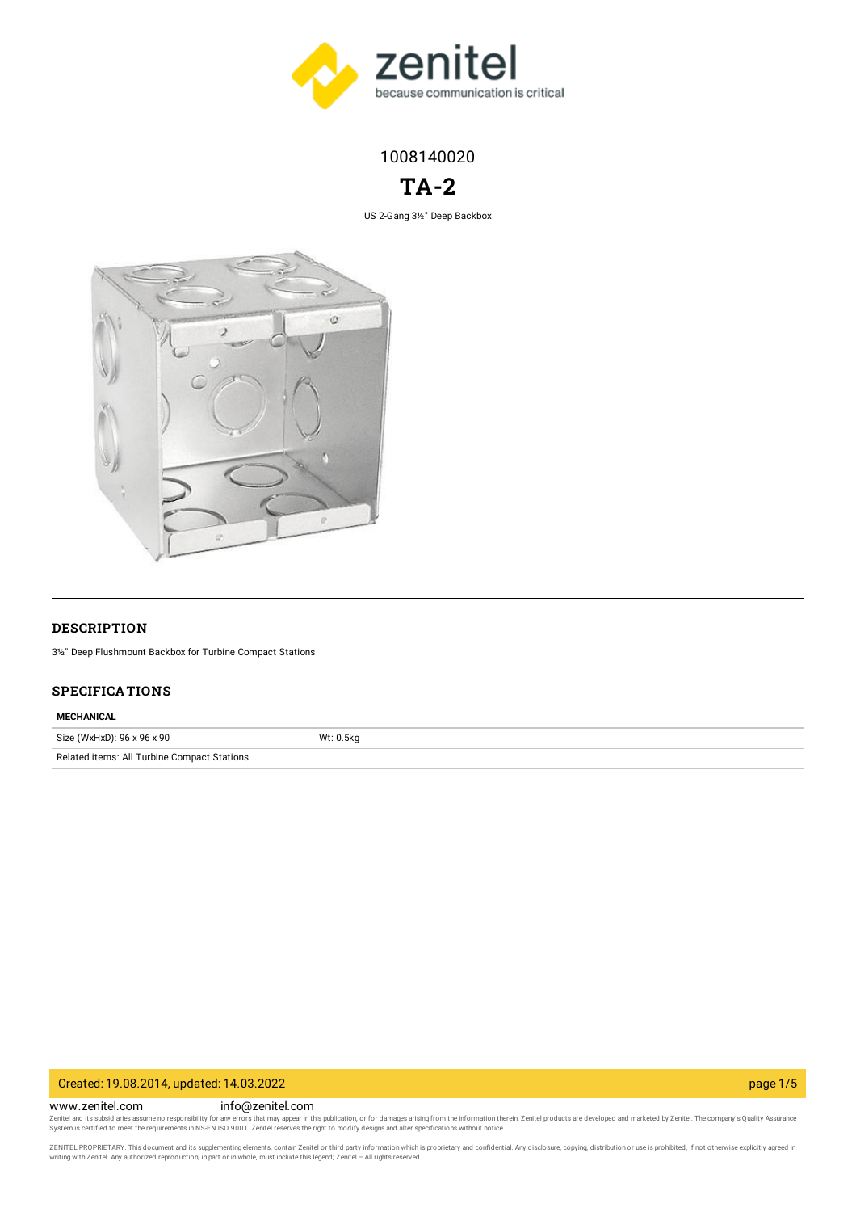1008140020

# TA-2

US 2-Gang 3½" Deep Backbox

## DESCRIPTION

3½" Deep Flushmount Backbox for Turbine Compact Stations

## SPECIFICATIONS

### MECHANICAL

| Size (WxHxD): 96 x 96 x 90 | Wt: 0.5kg |
| --- | --- |
| Related items: All Turbine Compact Stations | |

Created: 19.08.2014, updated: 14.03.2022

www.zenitel.com info@zenitel.com

Zenitel and its subsidiaries assume no responsibility for any errors that may appear in this publication, or for damages arising from the information therein. Zenitel products are developed and marketed by Zenitel. The company's Quality Assurance System is certified to meet the requirements in NS-EN ISO 9001. Zenitel reserves the right to modify designs and alter specifications without notice.

ZENITEL PROPRIETARY. This document and its supplementing elements, contain Zenitel or third party information which is proprietary and confidential. Any disclosure, copying, distribution or use is prohibited, if not otherwise explicitly agreed in writing with Zenitel. Any authorized reproduction, in part or in whole, must include this legend; Zenitel – All rights reserved.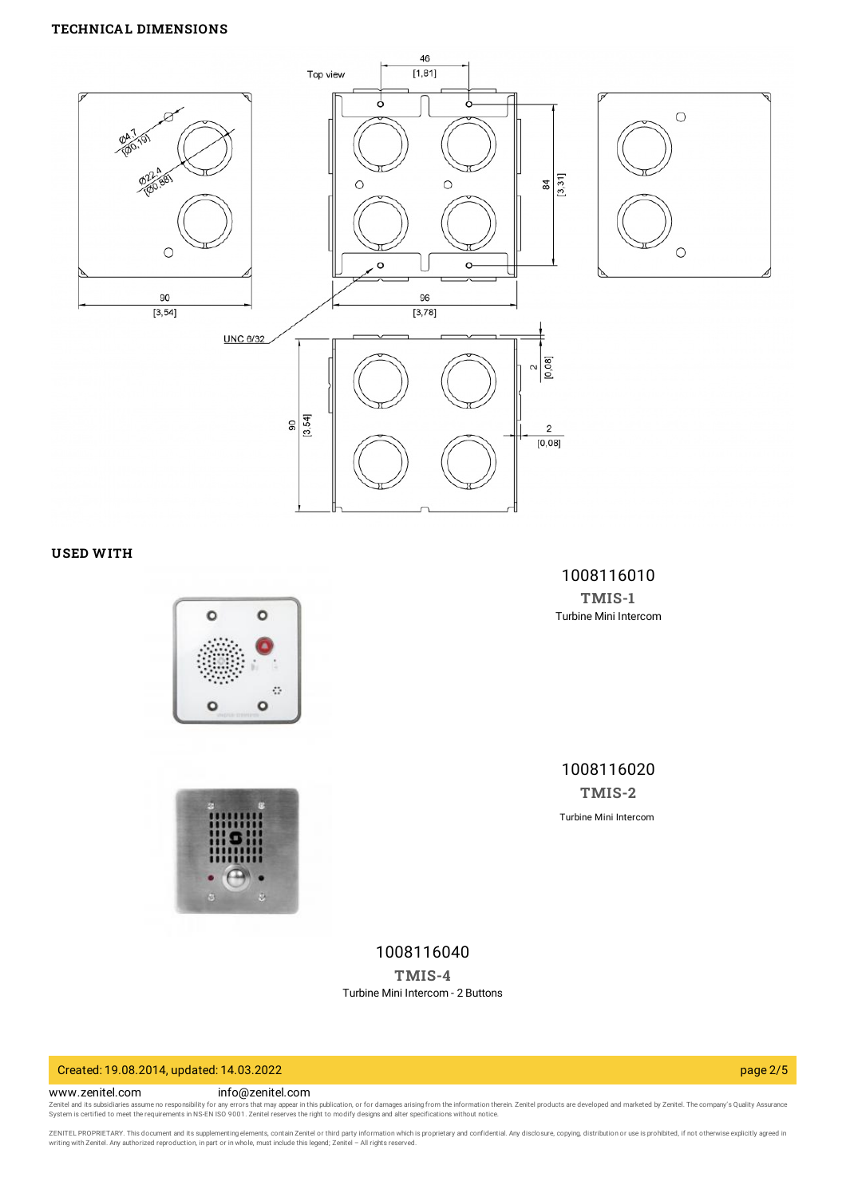## TECHNICAL DIMENSIONS

Top view

46 [1,81]

Ø4,7 [Ø0,19]

Ø22,4 [Ø0,88]

84 [3,31]

90 [3,54]

96 [3,78]

UNC 6/32

90 [3,54]

2 [0,08]

2 [0,08]

## USED WITH

1008116010

**TMIS-1**

Turbine Mini Intercom

1008116020

**TMIS-2**

Turbine Mini Intercom

1008116040

**TMIS-4**

Turbine Mini Intercom - 2 Buttons

Created: 19.08.2014, updated: 14.03.2022

www.zenitel.com info@zenitel.com

Zenitel and its subsidiaries assume no responsibility for any errors that may appear in this publication, or for damages arising from the information therein. Zenitel products are developed and marketed by Zenitel. The company's Quality Assurance System is certified to meet the requirements in NS-EN ISO 9001. Zenitel reserves the right to modify designs and alter specifications without notice.

ZENITEL PROPRIETARY. This document and its supplementing elements, contain Zenitel or third party information which is proprietary and confidential. Any disclosure, copying, distribution or use is prohibited, if not otherwise explicitly agreed in writing with Zenitel. Any authorized reproduction, in part or in whole, must include this legend; Zenitel – All rights reserved.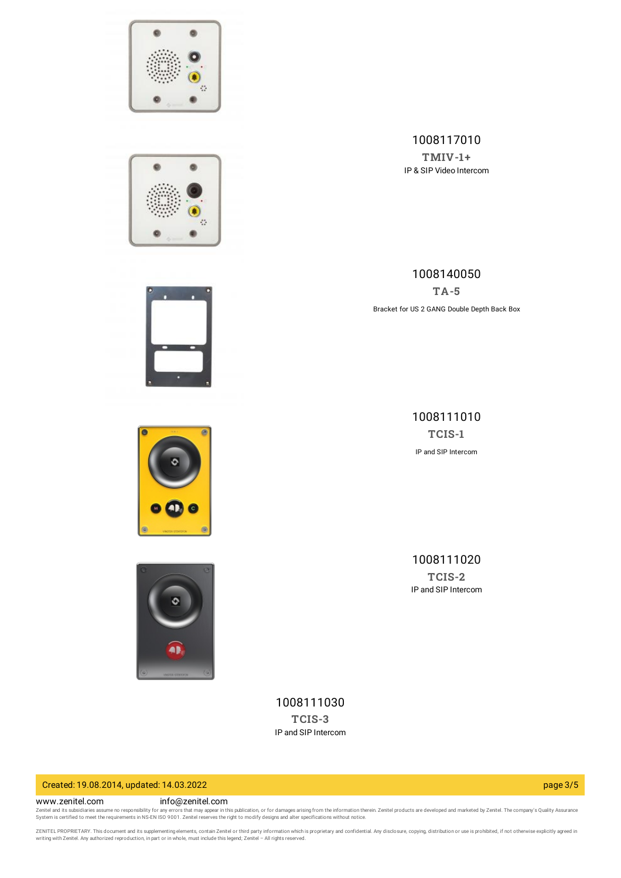1008117010

**TMIV-1+**

IP & SIP Video Intercom

1008140050

**TA-5**

Bracket for US 2 GANG Double Depth Back Box

1008111010

**TCIS-1**

IP and SIP Intercom

1008111020

**TCIS-2**

IP and SIP Intercom

1008111030

**TCIS-3**

IP and SIP Intercom

Created: 19.08.2014, updated: 14.03.2022

www.zenitel.com info@zenitel.com

Zenitel and its subsidiaries assume no responsibility for any errors that may appear in this publication, or for damages arising from the information therein. Zenitel products are developed and marketed by Zenitel. The company's Quality Assurance System is certified to meet the requirements in NS-EN ISO 9001. Zenitel reserves the right to modify designs and alter specifications without notice.

ZENITEL PROPRIETARY. This document and its supplementing elements, contain Zenitel or third party information which is proprietary and confidential. Any disclosure, copying, distribution or use is prohibited, if not otherwise explicitly agreed in writing with Zenitel. Any authorized reproduction, in part or in whole, must include this legend; Zenitel – All rights reserved.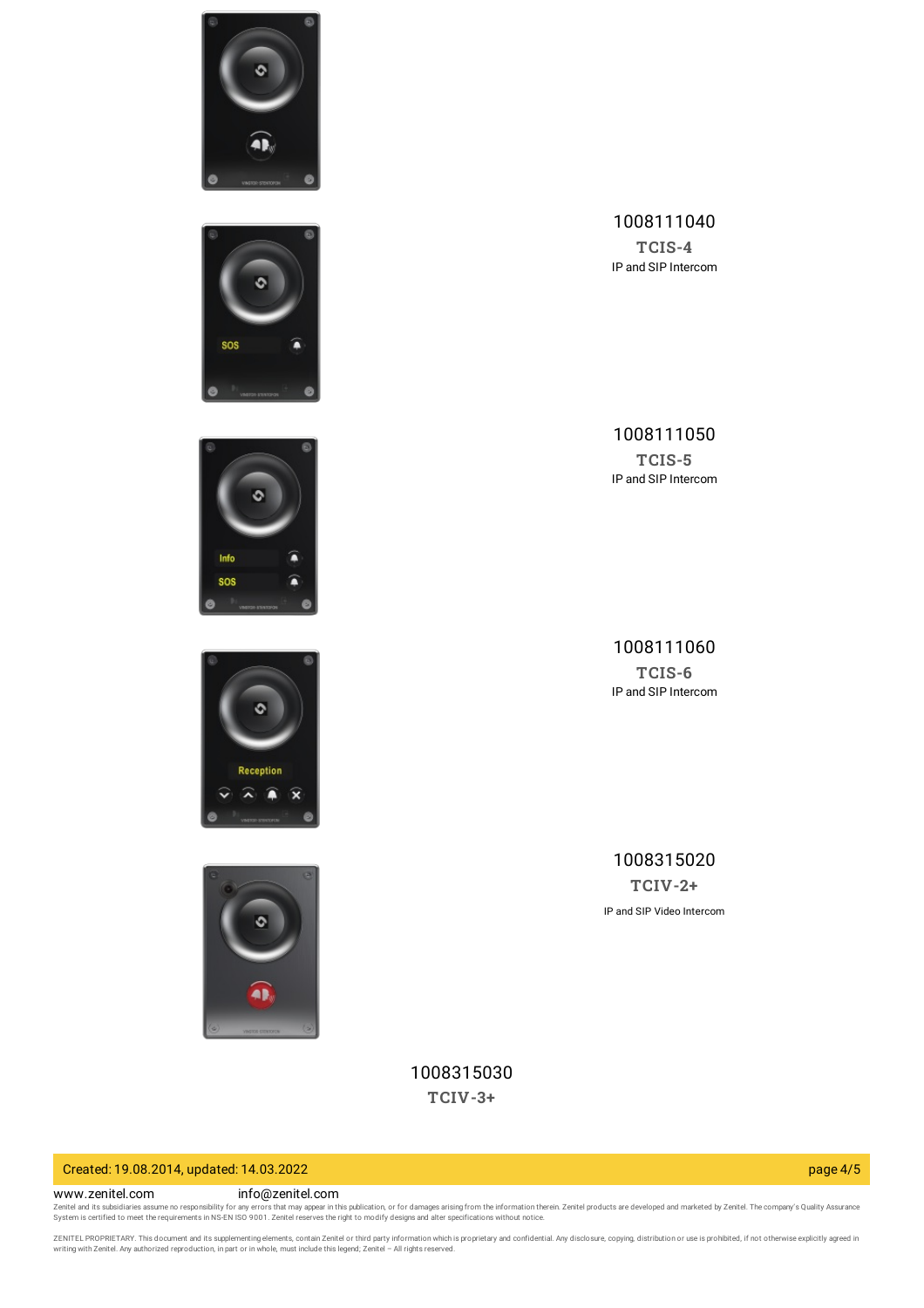1008111040

**TCIS-4**

IP and SIP Intercom

1008111050

**TCIS-5**

IP and SIP Intercom

1008111060

**TCIS-6**

IP and SIP Intercom

1008315020

**TCIV-2+**

IP and SIP Video Intercom

1008315030

**TCIV-3+**

Created: 19.08.2014, updated: 14.03.2022

www.zenitel.com info@zenitel.com

Zenitel and its subsidiaries assume no responsibility for any errors that may appear in this publication, or for damages arising from the information therein. Zenitel products are developed and marketed by Zenitel. The company's Quality Assurance System is certified to meet the requirements in NS-EN ISO 9001. Zenitel reserves the right to modify designs and alter specifications without notice.

ZENITEL PROPRIETARY. This document and its supplementing elements, contain Zenitel or third party information which is proprietary and confidential. Any disclosure, copying, distribution or use is prohibited, if not otherwise explicitly agreed in writing with Zenitel. Any authorized reproduction, in part or in whole, must include this legend; Zenitel – All rights reserved.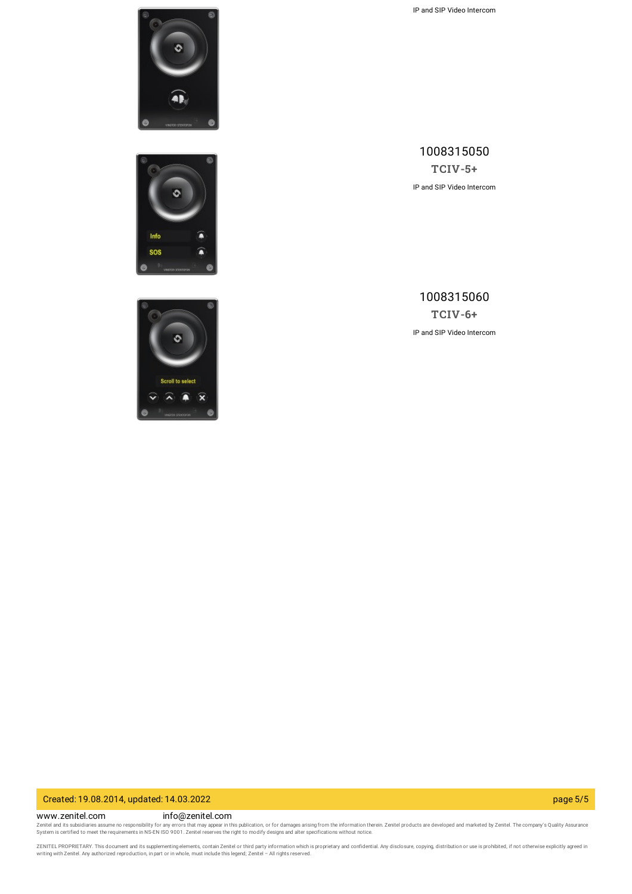IP and SIP Video Intercom

1008315050

**TCIV-5+**

IP and SIP Video Intercom

1008315060

**TCIV-6+**

IP and SIP Video Intercom

Created: 19.08.2014, updated: 14.03.2022

www.zenitel.com info@zenitel.com

Zenitel and its subsidiaries assume no responsibility for any errors that may appear in this publication, or for damages arising from the information therein. Zenitel products are developed and marketed by Zenitel. The company's Quality Assurance System is certified to meet the requirements in NS-EN ISO 9001. Zenitel reserves the right to modify designs and alter specifications without notice.

ZENITEL PROPRIETARY. This document and its supplementing elements, contain Zenitel or third party information which is proprietary and confidential. Any disclosure, copying, distribution or use is prohibited, if not otherwise explicitly agreed in writing with Zenitel. Any authorized reproduction, in part or in whole, must include this legend; Zenitel – All rights reserved.